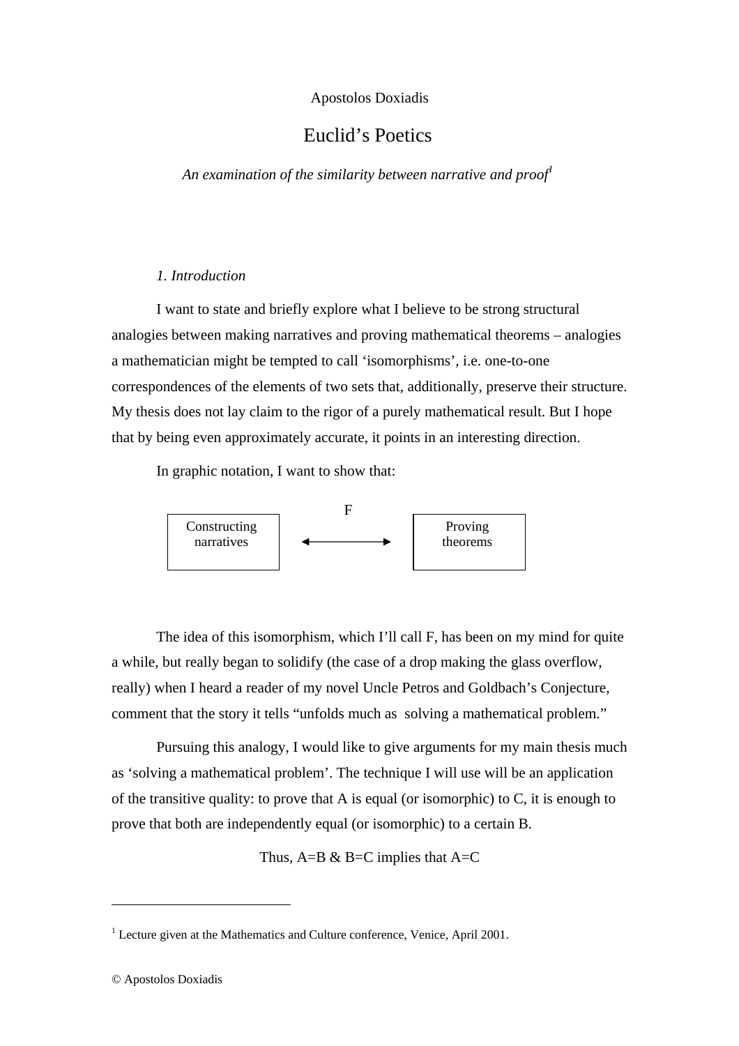Apostolos Doxiadis

# Euclid's Poetics

*An examination of the similarity between narrative and proof*[1]

### *1. Introduction*

I want to state and briefly explore what I believe to be strong structural analogies between making narratives and proving mathematical theorems – analogies a mathematician might be tempted to call 'isomorphisms', i.e. one-to-one correspondences of the elements of two sets that, additionally, preserve their structure. My thesis does not lay claim to the rigor of a purely mathematical result. But I hope that by being even approximately accurate, it points in an interesting direction.

In graphic notation, I want to show that:

$$\boxed{\text{Constructing narratives}} \quad \overset{F}{\longleftrightarrow} \quad \boxed{\text{Proving theorems}}$$

The idea of this isomorphism, which I'll call F, has been on my mind for quite a while, but really began to solidify (the case of a drop making the glass overflow, really) when I heard a reader of my novel Uncle Petros and Goldbach's Conjecture, comment that the story it tells "unfolds much as solving a mathematical problem."

Pursuing this analogy, I would like to give arguments for my main thesis much as 'solving a mathematical problem'. The technique I will use will be an application of the transitive quality: to prove that A is equal (or isomorphic) to C, it is enough to prove that both are independently equal (or isomorphic) to a certain B.

Thus, A=B & B=C implies that A=C

---

[1] Lecture given at the Mathematics and Culture conference, Venice, April 2001.

© Apostolos Doxiadis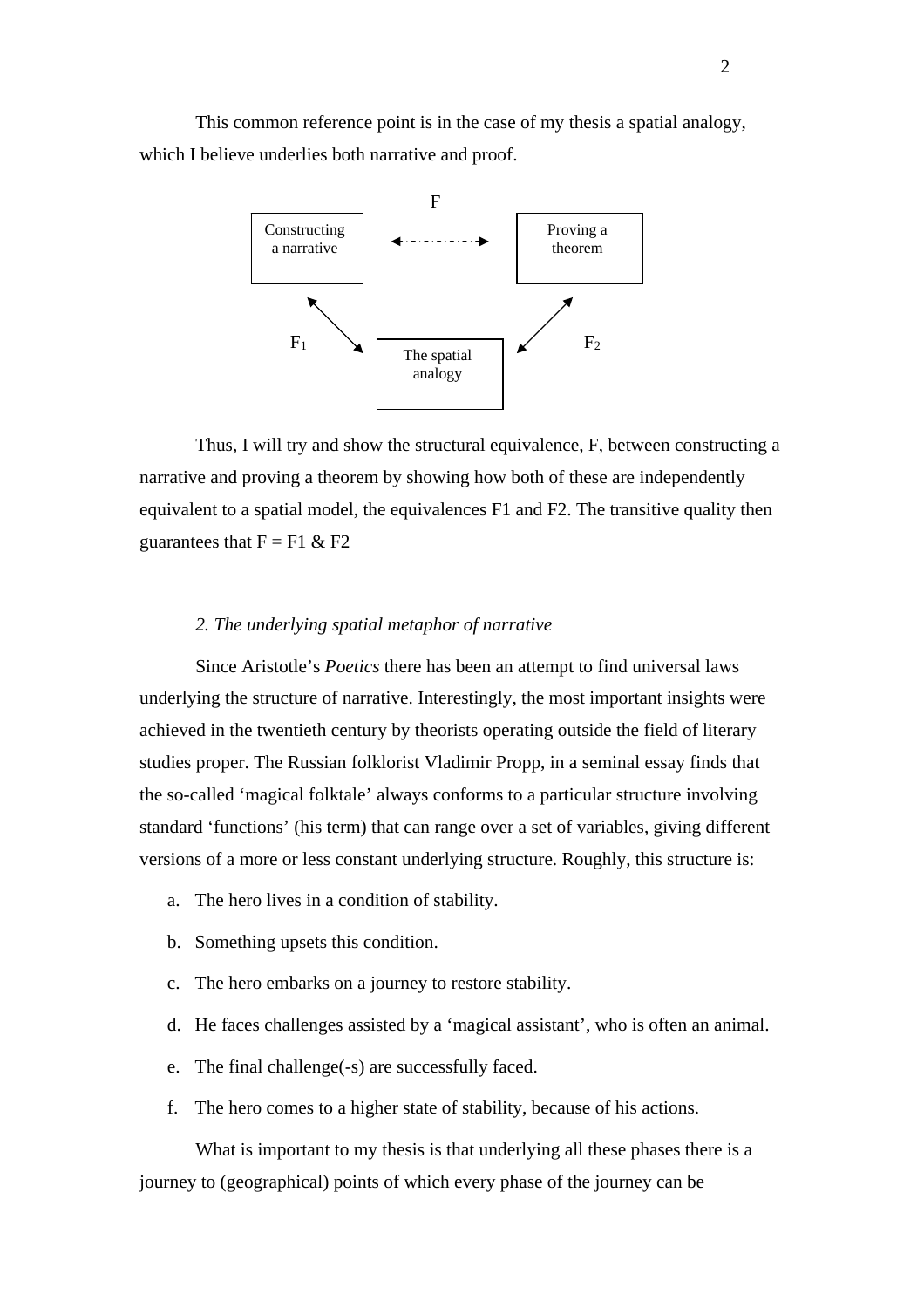This common reference point is in the case of my thesis a spatial analogy, which I believe underlies both narrative and proof.

F

Constructing a narrative ◄·-·-·-·► Proving a theorem

$F_1$ The spatial analogy $F_2$

Thus, I will try and show the structural equivalence, F, between constructing a narrative and proving a theorem by showing how both of these are independently equivalent to a spatial model, the equivalences F1 and F2. The transitive quality then guarantees that F = F1 & F2

*2. The underlying spatial metaphor of narrative*

Since Aristotle's *Poetics* there has been an attempt to find universal laws underlying the structure of narrative. Interestingly, the most important insights were achieved in the twentieth century by theorists operating outside the field of literary studies proper. The Russian folklorist Vladimir Propp, in a seminal essay finds that the so-called 'magical folktale' always conforms to a particular structure involving standard 'functions' (his term) that can range over a set of variables, giving different versions of a more or less constant underlying structure. Roughly, this structure is:

a. The hero lives in a condition of stability.
b. Something upsets this condition.
c. The hero embarks on a journey to restore stability.
d. He faces challenges assisted by a 'magical assistant', who is often an animal.
e. The final challenge(-s) are successfully faced.
f. The hero comes to a higher state of stability, because of his actions.

What is important to my thesis is that underlying all these phases there is a journey to (geographical) points of which every phase of the journey can be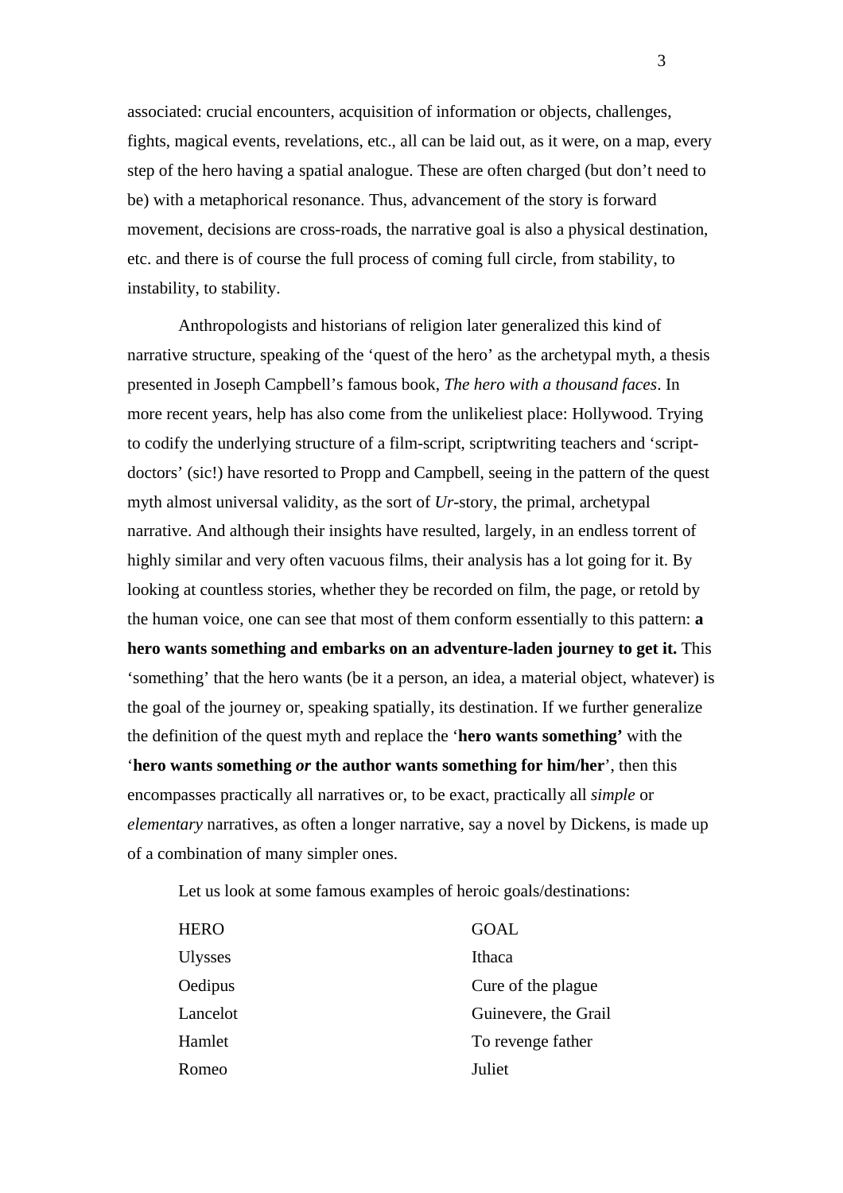associated: crucial encounters, acquisition of information or objects, challenges, fights, magical events, revelations, etc., all can be laid out, as it were, on a map, every step of the hero having a spatial analogue. These are often charged (but don't need to be) with a metaphorical resonance. Thus, advancement of the story is forward movement, decisions are cross-roads, the narrative goal is also a physical destination, etc. and there is of course the full process of coming full circle, from stability, to instability, to stability.

Anthropologists and historians of religion later generalized this kind of narrative structure, speaking of the 'quest of the hero' as the archetypal myth, a thesis presented in Joseph Campbell's famous book, *The hero with a thousand faces*. In more recent years, help has also come from the unlikeliest place: Hollywood. Trying to codify the underlying structure of a film-script, scriptwriting teachers and 'script-doctors' (sic!) have resorted to Propp and Campbell, seeing in the pattern of the quest myth almost universal validity, as the sort of *Ur*-story, the primal, archetypal narrative. And although their insights have resulted, largely, in an endless torrent of highly similar and very often vacuous films, their analysis has a lot going for it. By looking at countless stories, whether they be recorded on film, the page, or retold by the human voice, one can see that most of them conform essentially to this pattern: **a hero wants something and embarks on an adventure-laden journey to get it.** This 'something' that the hero wants (be it a person, an idea, a material object, whatever) is the goal of the journey or, speaking spatially, its destination. If we further generalize the definition of the quest myth and replace the '**hero wants something'** with the '**hero wants something *or* the author wants something for him/her**', then this encompasses practically all narratives or, to be exact, practically all *simple* or *elementary* narratives, as often a longer narrative, say a novel by Dickens, is made up of a combination of many simpler ones.

Let us look at some famous examples of heroic goals/destinations:

| HERO | GOAL |
|---|---|
| Ulysses | Ithaca |
| Oedipus | Cure of the plague |
| Lancelot | Guinevere, the Grail |
| Hamlet | To revenge father |
| Romeo | Juliet |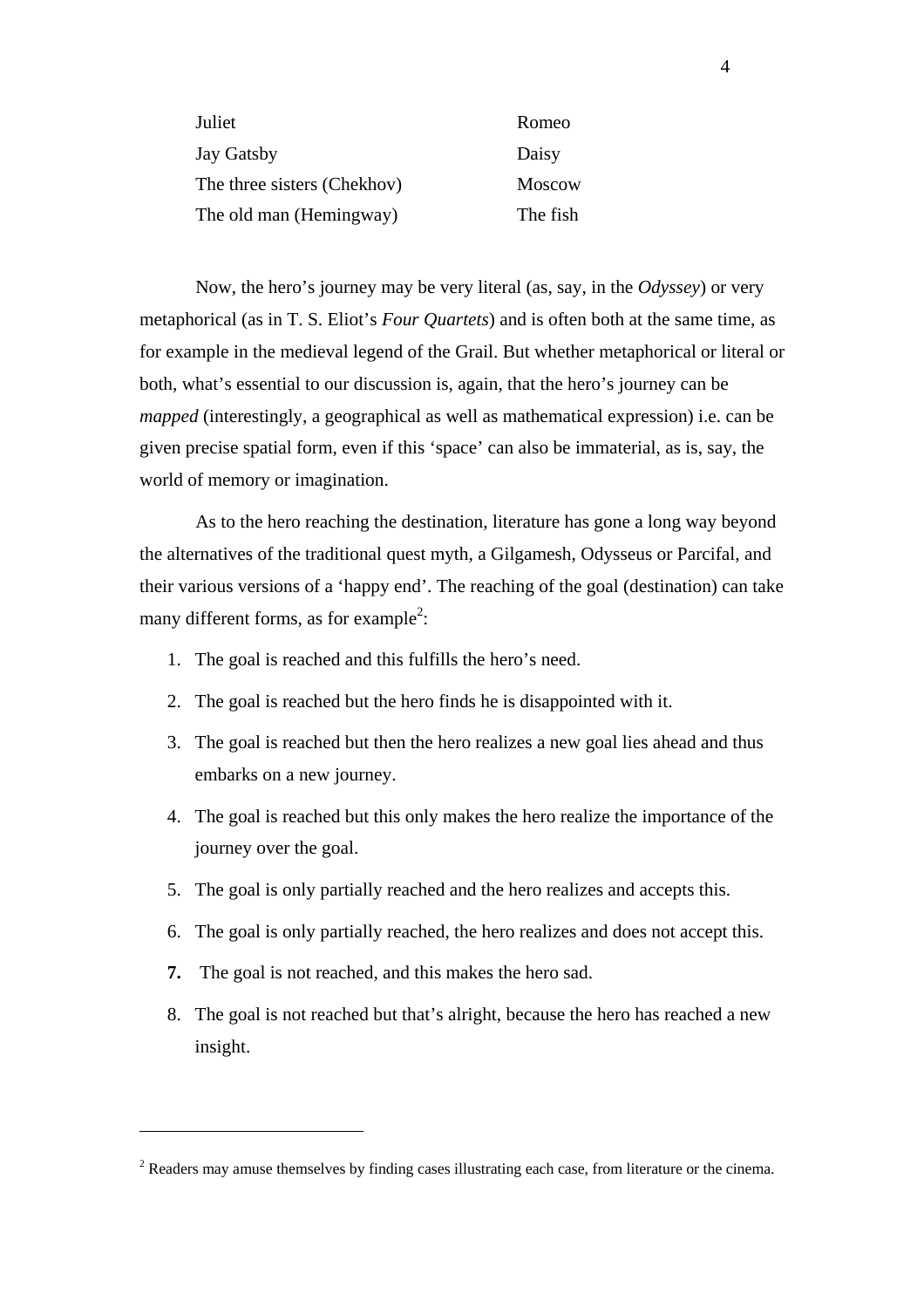| | |
|---|---|
| Juliet | Romeo |
| Jay Gatsby | Daisy |
| The three sisters (Chekhov) | Moscow |
| The old man (Hemingway) | The fish |

Now, the hero's journey may be very literal (as, say, in the *Odyssey*) or very metaphorical (as in T. S. Eliot's *Four Quartets*) and is often both at the same time, as for example in the medieval legend of the Grail. But whether metaphorical or literal or both, what's essential to our discussion is, again, that the hero's journey can be *mapped* (interestingly, a geographical as well as mathematical expression) i.e. can be given precise spatial form, even if this 'space' can also be immaterial, as is, say, the world of memory or imagination.

As to the hero reaching the destination, literature has gone a long way beyond the alternatives of the traditional quest myth, a Gilgamesh, Odysseus or Parcifal, and their various versions of a 'happy end'. The reaching of the goal (destination) can take many different forms, as for example[2]:

1. The goal is reached and this fulfills the hero's need.
2. The goal is reached but the hero finds he is disappointed with it.
3. The goal is reached but then the hero realizes a new goal lies ahead and thus embarks on a new journey.
4. The goal is reached but this only makes the hero realize the importance of the journey over the goal.
5. The goal is only partially reached and the hero realizes and accepts this.
6. The goal is only partially reached, the hero realizes and does not accept this.
7. The goal is not reached, and this makes the hero sad.
8. The goal is not reached but that's alright, because the hero has reached a new insight.

---

[2] Readers may amuse themselves by finding cases illustrating each case, from literature or the cinema.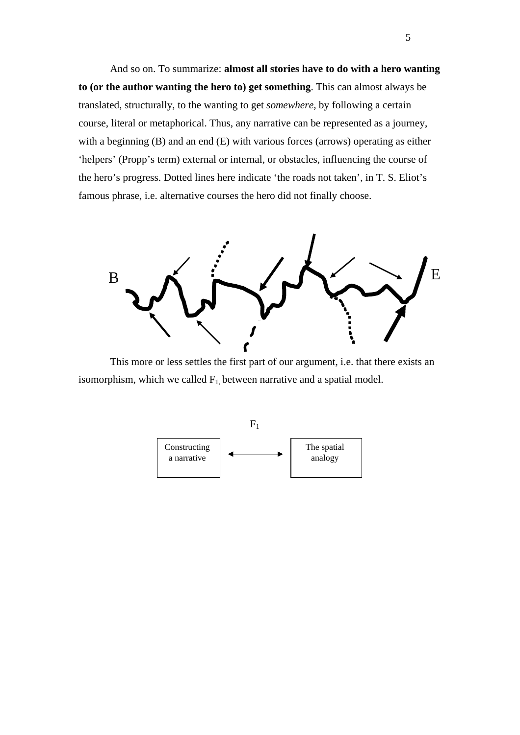And so on. To summarize: **almost all stories have to do with a hero wanting to (or the author wanting the hero to) get something**. This can almost always be translated, structurally, to the wanting to get *somewhere*, by following a certain course, literal or metaphorical. Thus, any narrative can be represented as a journey, with a beginning (B) and an end (E) with various forces (arrows) operating as either 'helpers' (Propp's term) external or internal, or obstacles, influencing the course of the hero's progress. Dotted lines here indicate 'the roads not taken', in T. S. Eliot's famous phrase, i.e. alternative courses the hero did not finally choose.

B  E

This more or less settles the first part of our argument, i.e. that there exists an isomorphism, which we called $F_1$, between narrative and a spatial model.

$F_1$

Constructing a narrative ⟷ The spatial analogy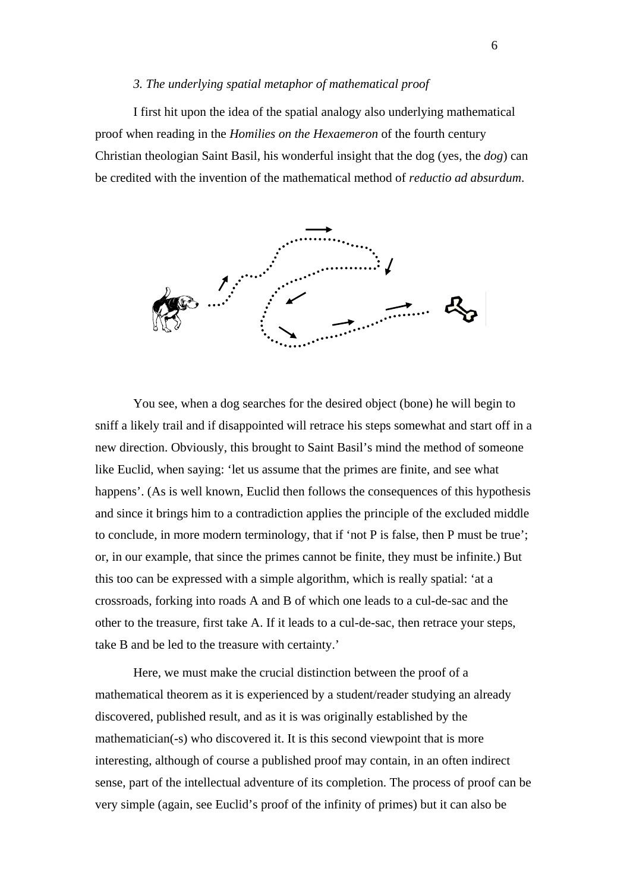*3. The underlying spatial metaphor of mathematical proof*

I first hit upon the idea of the spatial analogy also underlying mathematical proof when reading in the *Homilies on the Hexaemeron* of the fourth century Christian theologian Saint Basil, his wonderful insight that the dog (yes, the *dog*) can be credited with the invention of the mathematical method of *reductio ad absurdum*.

You see, when a dog searches for the desired object (bone) he will begin to sniff a likely trail and if disappointed will retrace his steps somewhat and start off in a new direction. Obviously, this brought to Saint Basil's mind the method of someone like Euclid, when saying: 'let us assume that the primes are finite, and see what happens'. (As is well known, Euclid then follows the consequences of this hypothesis and since it brings him to a contradiction applies the principle of the excluded middle to conclude, in more modern terminology, that if 'not P is false, then P must be true'; or, in our example, that since the primes cannot be finite, they must be infinite.) But this too can be expressed with a simple algorithm, which is really spatial: 'at a crossroads, forking into roads A and B of which one leads to a cul-de-sac and the other to the treasure, first take A. If it leads to a cul-de-sac, then retrace your steps, take B and be led to the treasure with certainty.'

Here, we must make the crucial distinction between the proof of a mathematical theorem as it is experienced by a student/reader studying an already discovered, published result, and as it is was originally established by the mathematician(-s) who discovered it. It is this second viewpoint that is more interesting, although of course a published proof may contain, in an often indirect sense, part of the intellectual adventure of its completion. The process of proof can be very simple (again, see Euclid's proof of the infinity of primes) but it can also be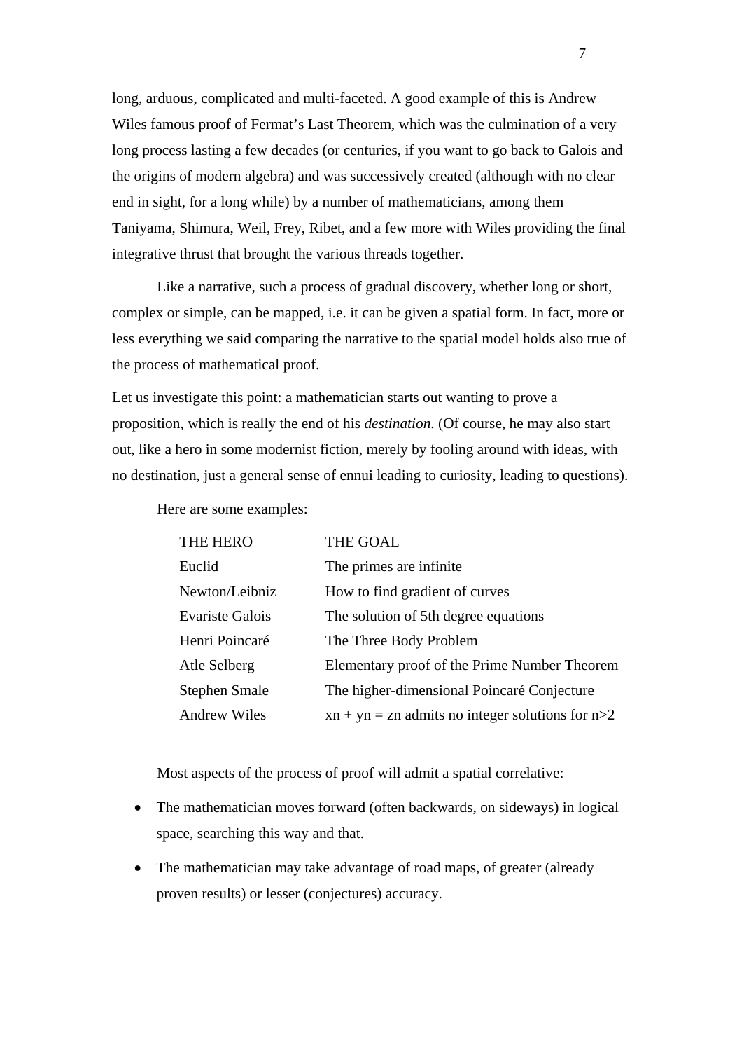long, arduous, complicated and multi-faceted. A good example of this is Andrew Wiles famous proof of Fermat's Last Theorem, which was the culmination of a very long process lasting a few decades (or centuries, if you want to go back to Galois and the origins of modern algebra) and was successively created (although with no clear end in sight, for a long while) by a number of mathematicians, among them Taniyama, Shimura, Weil, Frey, Ribet, and a few more with Wiles providing the final integrative thrust that brought the various threads together.

Like a narrative, such a process of gradual discovery, whether long or short, complex or simple, can be mapped, i.e. it can be given a spatial form. In fact, more or less everything we said comparing the narrative to the spatial model holds also true of the process of mathematical proof.

Let us investigate this point: a mathematician starts out wanting to prove a proposition, which is really the end of his *destination*. (Of course, he may also start out, like a hero in some modernist fiction, merely by fooling around with ideas, with no destination, just a general sense of ennui leading to curiosity, leading to questions).

Here are some examples:

| THE HERO | THE GOAL |
|---|---|
| Euclid | The primes are infinite |
| Newton/Leibniz | How to find gradient of curves |
| Evariste Galois | The solution of 5th degree equations |
| Henri Poincaré | The Three Body Problem |
| Atle Selberg | Elementary proof of the Prime Number Theorem |
| Stephen Smale | The higher-dimensional Poincaré Conjecture |
| Andrew Wiles | xn + yn = zn admits no integer solutions for n>2 |

Most aspects of the process of proof will admit a spatial correlative:

- The mathematician moves forward (often backwards, on sideways) in logical space, searching this way and that.
- The mathematician may take advantage of road maps, of greater (already proven results) or lesser (conjectures) accuracy.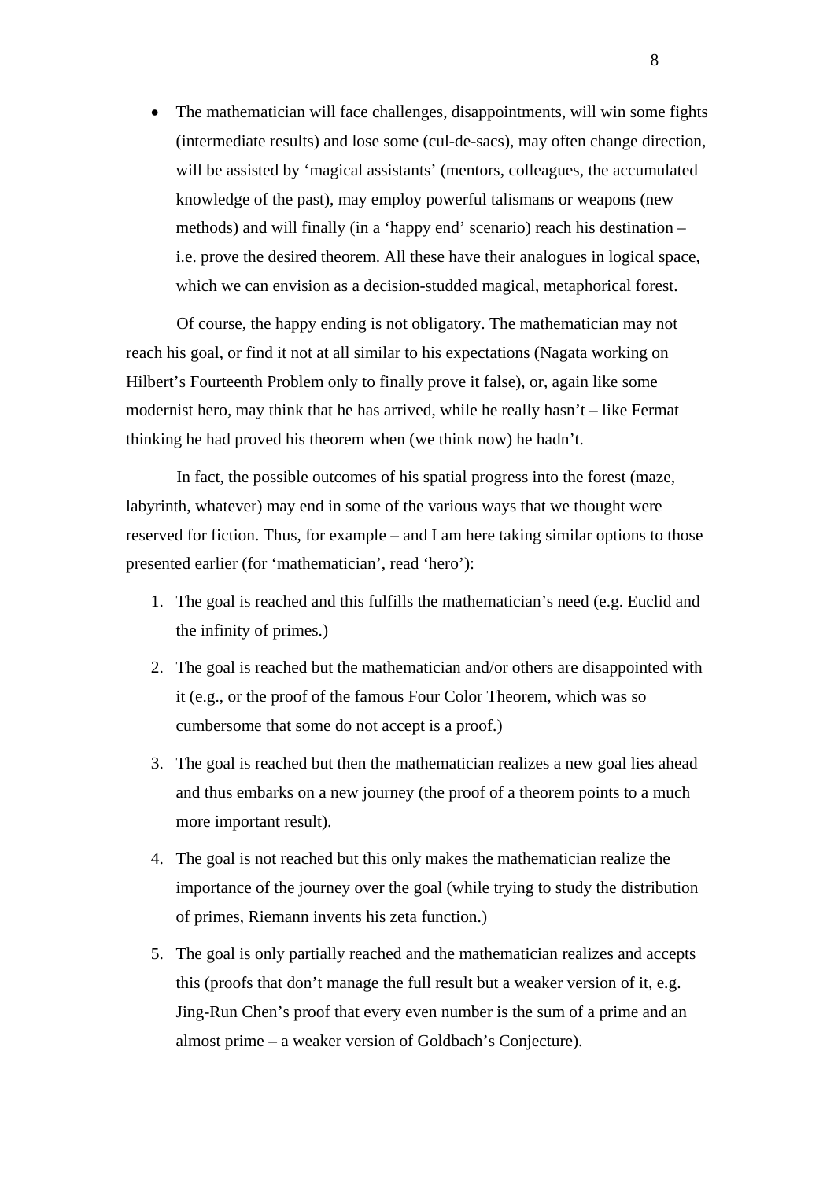- The mathematician will face challenges, disappointments, will win some fights (intermediate results) and lose some (cul-de-sacs), may often change direction, will be assisted by 'magical assistants' (mentors, colleagues, the accumulated knowledge of the past), may employ powerful talismans or weapons (new methods) and will finally (in a 'happy end' scenario) reach his destination – i.e. prove the desired theorem. All these have their analogues in logical space, which we can envision as a decision-studded magical, metaphorical forest.

Of course, the happy ending is not obligatory. The mathematician may not reach his goal, or find it not at all similar to his expectations (Nagata working on Hilbert's Fourteenth Problem only to finally prove it false), or, again like some modernist hero, may think that he has arrived, while he really hasn't – like Fermat thinking he had proved his theorem when (we think now) he hadn't.

In fact, the possible outcomes of his spatial progress into the forest (maze, labyrinth, whatever) may end in some of the various ways that we thought were reserved for fiction. Thus, for example – and I am here taking similar options to those presented earlier (for 'mathematician', read 'hero'):

1. The goal is reached and this fulfills the mathematician's need (e.g. Euclid and the infinity of primes.)
2. The goal is reached but the mathematician and/or others are disappointed with it (e.g., or the proof of the famous Four Color Theorem, which was so cumbersome that some do not accept is a proof.)
3. The goal is reached but then the mathematician realizes a new goal lies ahead and thus embarks on a new journey (the proof of a theorem points to a much more important result).
4. The goal is not reached but this only makes the mathematician realize the importance of the journey over the goal (while trying to study the distribution of primes, Riemann invents his zeta function.)
5. The goal is only partially reached and the mathematician realizes and accepts this (proofs that don't manage the full result but a weaker version of it, e.g. Jing-Run Chen's proof that every even number is the sum of a prime and an almost prime – a weaker version of Goldbach's Conjecture).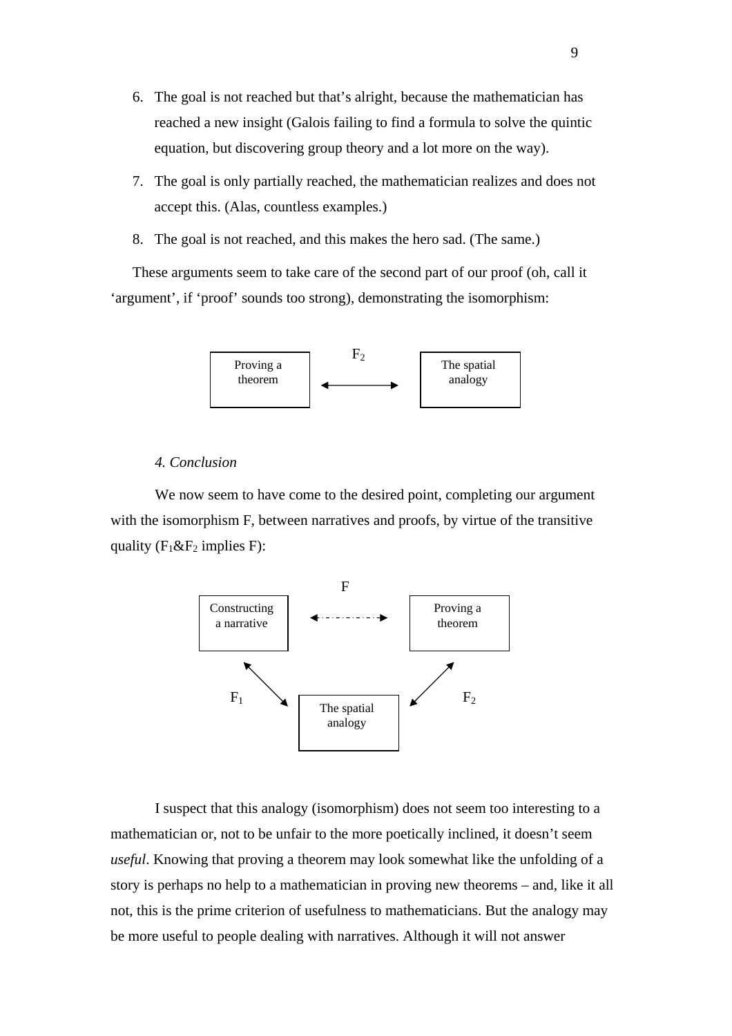6. The goal is not reached but that's alright, because the mathematician has reached a new insight (Galois failing to find a formula to solve the quintic equation, but discovering group theory and a lot more on the way).
7. The goal is only partially reached, the mathematician realizes and does not accept this. (Alas, countless examples.)
8. The goal is not reached, and this makes the hero sad. (The same.)

These arguments seem to take care of the second part of our proof (oh, call it 'argument', if 'proof' sounds too strong), demonstrating the isomorphism:

Proving a theorem ⟷ ($F_2$) The spatial analogy

*4. Conclusion*

We now seem to have come to the desired point, completing our argument with the isomorphism F, between narratives and proofs, by virtue of the transitive quality ($F_1$&$F_2$ implies F):

Constructing a narrative ⟷ (F) Proving a theorem

Constructing a narrative ⟷ ($F_1$) The spatial analogy ⟷ ($F_2$) Proving a theorem

I suspect that this analogy (isomorphism) does not seem too interesting to a mathematician or, not to be unfair to the more poetically inclined, it doesn't seem *useful*. Knowing that proving a theorem may look somewhat like the unfolding of a story is perhaps no help to a mathematician in proving new theorems – and, like it all not, this is the prime criterion of usefulness to mathematicians. But the analogy may be more useful to people dealing with narratives. Although it will not answer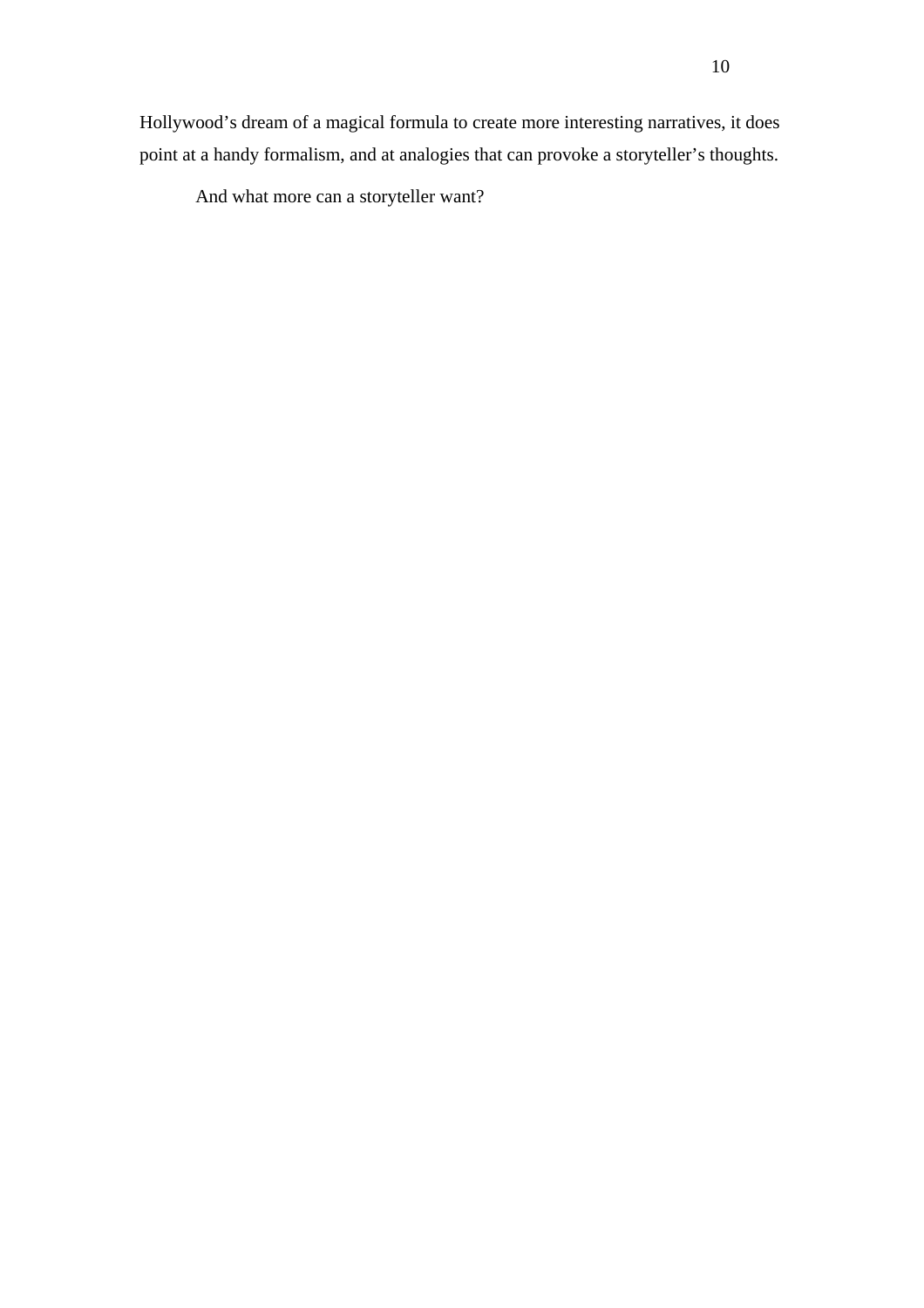Hollywood's dream of a magical formula to create more interesting narratives, it does point at a handy formalism, and at analogies that can provoke a storyteller's thoughts.

And what more can a storyteller want?